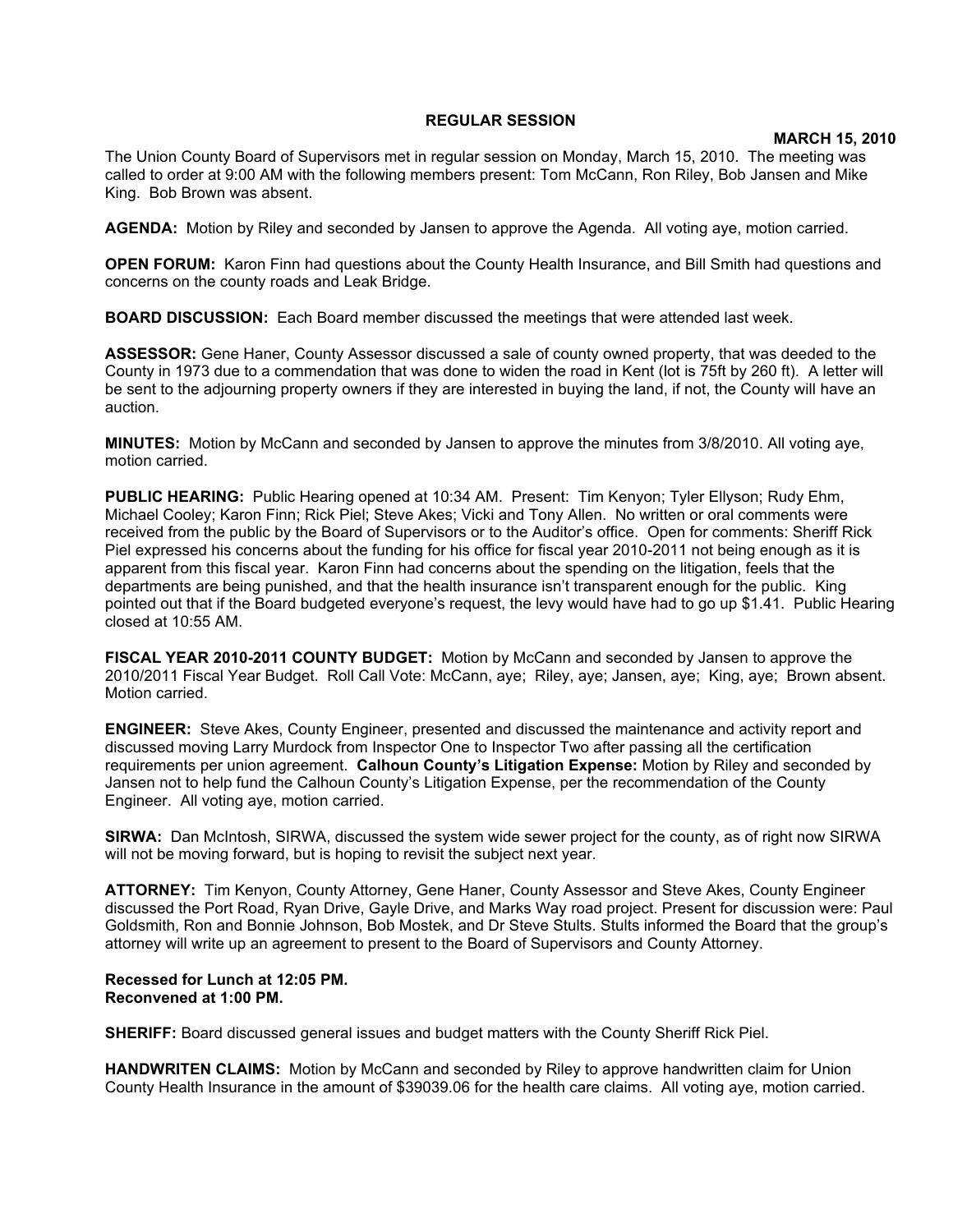# REGULAR SESSION

**MARCH 15, 2010**

The Union County Board of Supervisors met in regular session on Monday, March 15, 2010. The meeting was called to order at 9:00 AM with the following members present: Tom McCann, Ron Riley, Bob Jansen and Mike King. Bob Brown was absent.

**AGENDA:** Motion by Riley and seconded by Jansen to approve the Agenda. All voting aye, motion carried.

**OPEN FORUM:** Karon Finn had questions about the County Health Insurance, and Bill Smith had questions and concerns on the county roads and Leak Bridge.

**BOARD DISCUSSION:** Each Board member discussed the meetings that were attended last week.

**ASSESSOR:** Gene Haner, County Assessor discussed a sale of county owned property, that was deeded to the County in 1973 due to a commendation that was done to widen the road in Kent (lot is 75ft by 260 ft). A letter will be sent to the adjourning property owners if they are interested in buying the land, if not, the County will have an auction.

**MINUTES:** Motion by McCann and seconded by Jansen to approve the minutes from 3/8/2010. All voting aye, motion carried.

**PUBLIC HEARING:** Public Hearing opened at 10:34 AM. Present: Tim Kenyon; Tyler Ellyson; Rudy Ehm, Michael Cooley; Karon Finn; Rick Piel; Steve Akes; Vicki and Tony Allen. No written or oral comments were received from the public by the Board of Supervisors or to the Auditor's office. Open for comments: Sheriff Rick Piel expressed his concerns about the funding for his office for fiscal year 2010-2011 not being enough as it is apparent from this fiscal year. Karon Finn had concerns about the spending on the litigation, feels that the departments are being punished, and that the health insurance isn't transparent enough for the public. King pointed out that if the Board budgeted everyone's request, the levy would have had to go up $1.41. Public Hearing closed at 10:55 AM.

**FISCAL YEAR 2010-2011 COUNTY BUDGET:** Motion by McCann and seconded by Jansen to approve the 2010/2011 Fiscal Year Budget. Roll Call Vote: McCann, aye; Riley, aye; Jansen, aye; King, aye; Brown absent. Motion carried.

**ENGINEER:** Steve Akes, County Engineer, presented and discussed the maintenance and activity report and discussed moving Larry Murdock from Inspector One to Inspector Two after passing all the certification requirements per union agreement. **Calhoun County's Litigation Expense:** Motion by Riley and seconded by Jansen not to help fund the Calhoun County's Litigation Expense, per the recommendation of the County Engineer. All voting aye, motion carried.

**SIRWA:** Dan McIntosh, SIRWA, discussed the system wide sewer project for the county, as of right now SIRWA will not be moving forward, but is hoping to revisit the subject next year.

**ATTORNEY:** Tim Kenyon, County Attorney, Gene Haner, County Assessor and Steve Akes, County Engineer discussed the Port Road, Ryan Drive, Gayle Drive, and Marks Way road project. Present for discussion were: Paul Goldsmith, Ron and Bonnie Johnson, Bob Mostek, and Dr Steve Stults. Stults informed the Board that the group's attorney will write up an agreement to present to the Board of Supervisors and County Attorney.

**Recessed for Lunch at 12:05 PM.**
**Reconvened at 1:00 PM.**

**SHERIFF:** Board discussed general issues and budget matters with the County Sheriff Rick Piel.

**HANDWRITEN CLAIMS:** Motion by McCann and seconded by Riley to approve handwritten claim for Union County Health Insurance in the amount of $39039.06 for the health care claims. All voting aye, motion carried.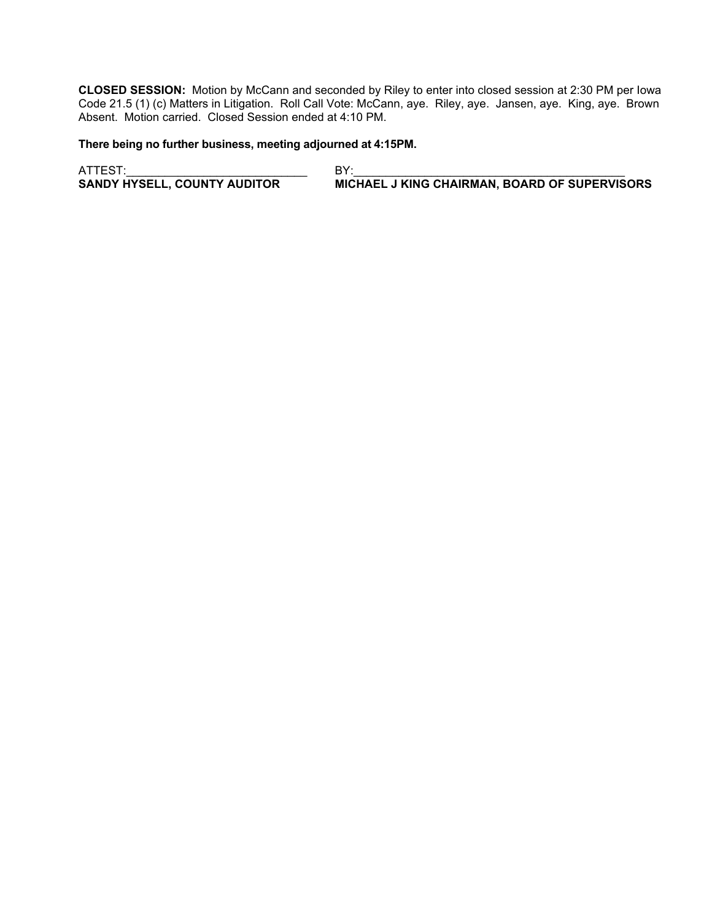**CLOSED SESSION:** Motion by McCann and seconded by Riley to enter into closed session at 2:30 PM per Iowa Code 21.5 (1) (c) Matters in Litigation. Roll Call Vote: McCann, aye. Riley, aye. Jansen, aye. King, aye. Brown Absent. Motion carried. Closed Session ended at 4:10 PM.

**There being no further business, meeting adjourned at 4:15PM.**

| | |
|---|---|
| ATTEST:_____________________________ | BY:____________________________________________ |
| **SANDY HYSELL, COUNTY AUDITOR** | **MICHAEL J KING CHAIRMAN, BOARD OF SUPERVISORS** |